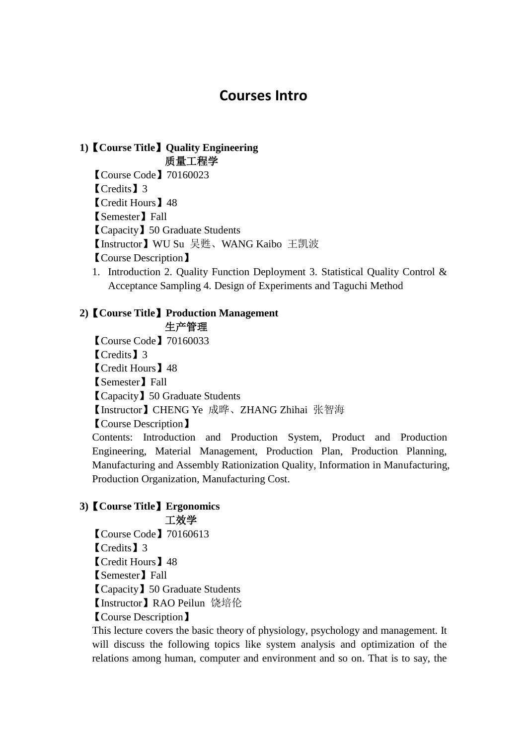# Courses Intro

**1)【Course Title】Quality Engineering**
**质量工程学**

【Course Code】70160023

【Credits】3

【Credit Hours】48

【Semester】Fall

【Capacity】50 Graduate Students

【Instructor】WU Su 吴甦、WANG Kaibo 王凯波

【Course Description】

1. Introduction 2. Quality Function Deployment 3. Statistical Quality Control & Acceptance Sampling 4. Design of Experiments and Taguchi Method

**2)【Course Title】Production Management**
**生产管理**

【Course Code】70160033

【Credits】3

【Credit Hours】48

【Semester】Fall

【Capacity】50 Graduate Students

【Instructor】CHENG Ye 成晔、ZHANG Zhihai 张智海

【Course Description】

Contents: Introduction and Production System, Product and Production Engineering, Material Management, Production Plan, Production Planning, Manufacturing and Assembly Rationization Quality, Information in Manufacturing, Production Organization, Manufacturing Cost.

**3)【Course Title】Ergonomics**
**工效学**

【Course Code】70160613

【Credits】3

【Credit Hours】48

【Semester】Fall

【Capacity】50 Graduate Students

【Instructor】RAO Peilun 饶培伦

【Course Description】

This lecture covers the basic theory of physiology, psychology and management. It will discuss the following topics like system analysis and optimization of the relations among human, computer and environment and so on. That is to say, the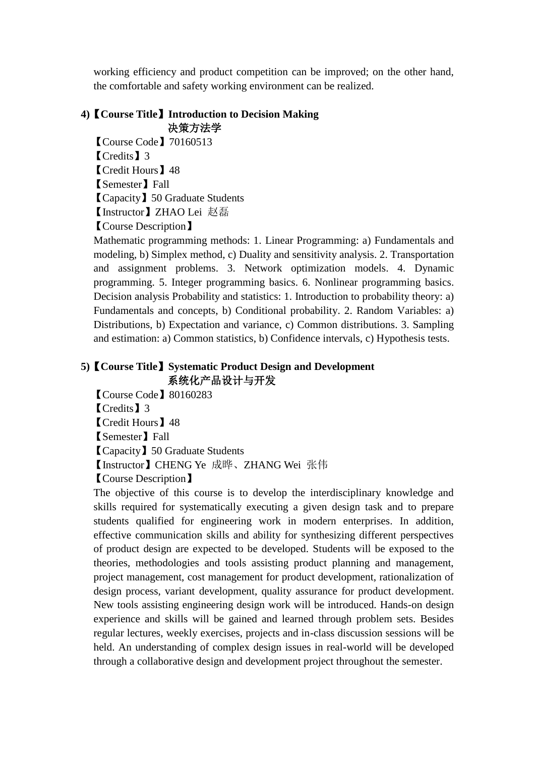working efficiency and product competition can be improved; on the other hand, the comfortable and safety working environment can be realized.

**4)【Course Title】Introduction to Decision Making**
**决策方法学**

【Course Code】70160513
【Credits】3
【Credit Hours】48
【Semester】Fall
【Capacity】50 Graduate Students
【Instructor】ZHAO Lei 赵磊
【Course Description】

Mathematic programming methods: 1. Linear Programming: a) Fundamentals and modeling, b) Simplex method, c) Duality and sensitivity analysis. 2. Transportation and assignment problems. 3. Network optimization models. 4. Dynamic programming. 5. Integer programming basics. 6. Nonlinear programming basics. Decision analysis Probability and statistics: 1. Introduction to probability theory: a) Fundamentals and concepts, b) Conditional probability. 2. Random Variables: a) Distributions, b) Expectation and variance, c) Common distributions. 3. Sampling and estimation: a) Common statistics, b) Confidence intervals, c) Hypothesis tests.

**5)【Course Title】Systematic Product Design and Development**
**系统化产品设计与开发**

【Course Code】80160283
【Credits】3
【Credit Hours】48
【Semester】Fall
【Capacity】50 Graduate Students
【Instructor】CHENG Ye 成晔、ZHANG Wei 张伟
【Course Description】

The objective of this course is to develop the interdisciplinary knowledge and skills required for systematically executing a given design task and to prepare students qualified for engineering work in modern enterprises. In addition, effective communication skills and ability for synthesizing different perspectives of product design are expected to be developed. Students will be exposed to the theories, methodologies and tools assisting product planning and management, project management, cost management for product development, rationalization of design process, variant development, quality assurance for product development. New tools assisting engineering design work will be introduced. Hands-on design experience and skills will be gained and learned through problem sets. Besides regular lectures, weekly exercises, projects and in-class discussion sessions will be held. An understanding of complex design issues in real-world will be developed through a collaborative design and development project throughout the semester.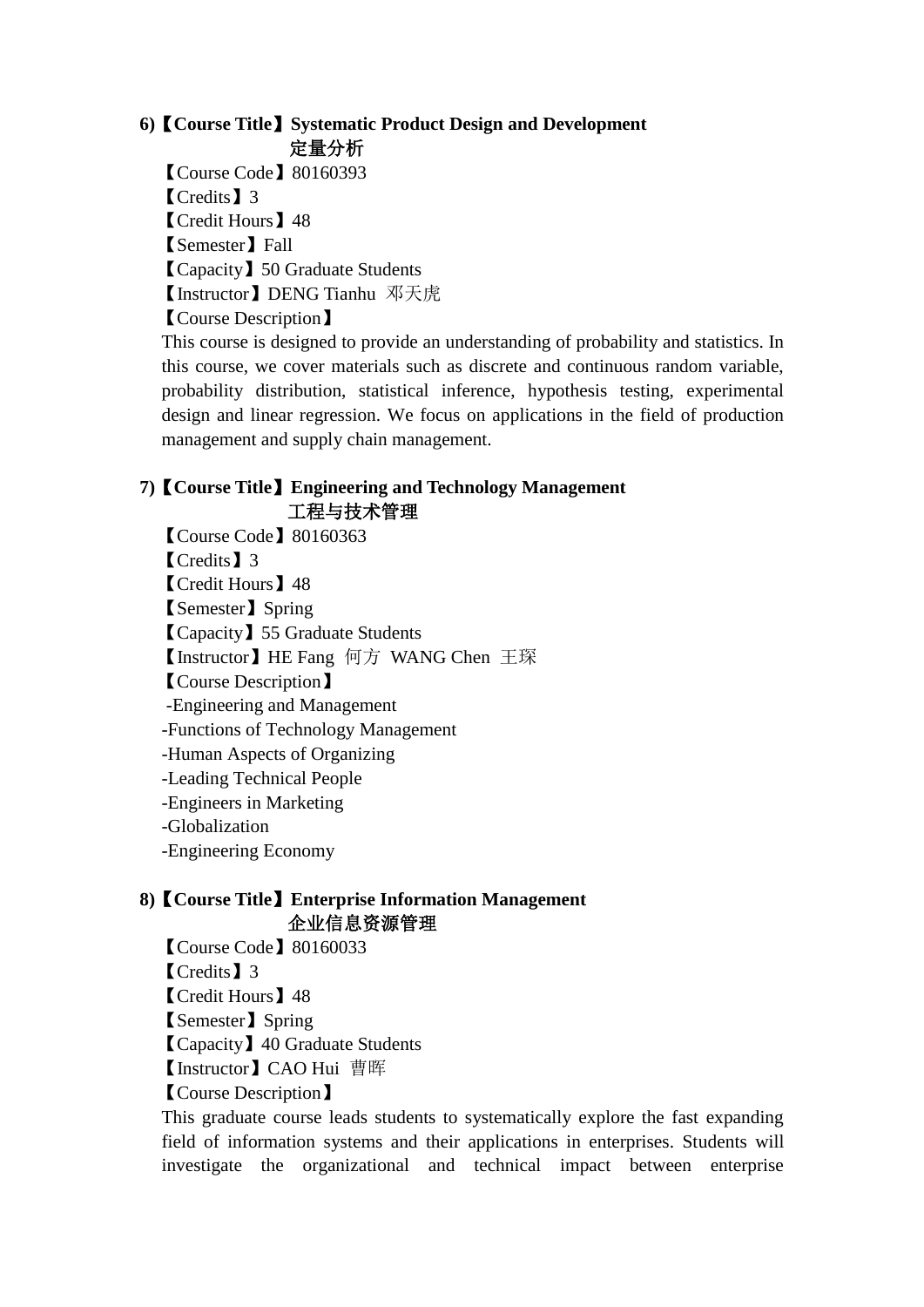6) **【Course Title】Systematic Product Design and Development**
**定量分析**

【Course Code】80160393
【Credits】3
【Credit Hours】48
【Semester】Fall
【Capacity】50 Graduate Students
【Instructor】DENG Tianhu 邓天虎
【Course Description】

This course is designed to provide an understanding of probability and statistics. In this course, we cover materials such as discrete and continuous random variable, probability distribution, statistical inference, hypothesis testing, experimental design and linear regression. We focus on applications in the field of production management and supply chain management.

7) **【Course Title】Engineering and Technology Management**
**工程与技术管理**

【Course Code】80160363
【Credits】3
【Credit Hours】48
【Semester】Spring
【Capacity】55 Graduate Students
【Instructor】HE Fang 何方 WANG Chen 王琛
【Course Description】

-Engineering and Management
-Functions of Technology Management
-Human Aspects of Organizing
-Leading Technical People
-Engineers in Marketing
-Globalization
-Engineering Economy

8) **【Course Title】Enterprise Information Management**
**企业信息资源管理**

【Course Code】80160033
【Credits】3
【Credit Hours】48
【Semester】Spring
【Capacity】40 Graduate Students
【Instructor】CAO Hui 曹晖
【Course Description】

This graduate course leads students to systematically explore the fast expanding field of information systems and their applications in enterprises. Students will investigate the organizational and technical impact between enterprise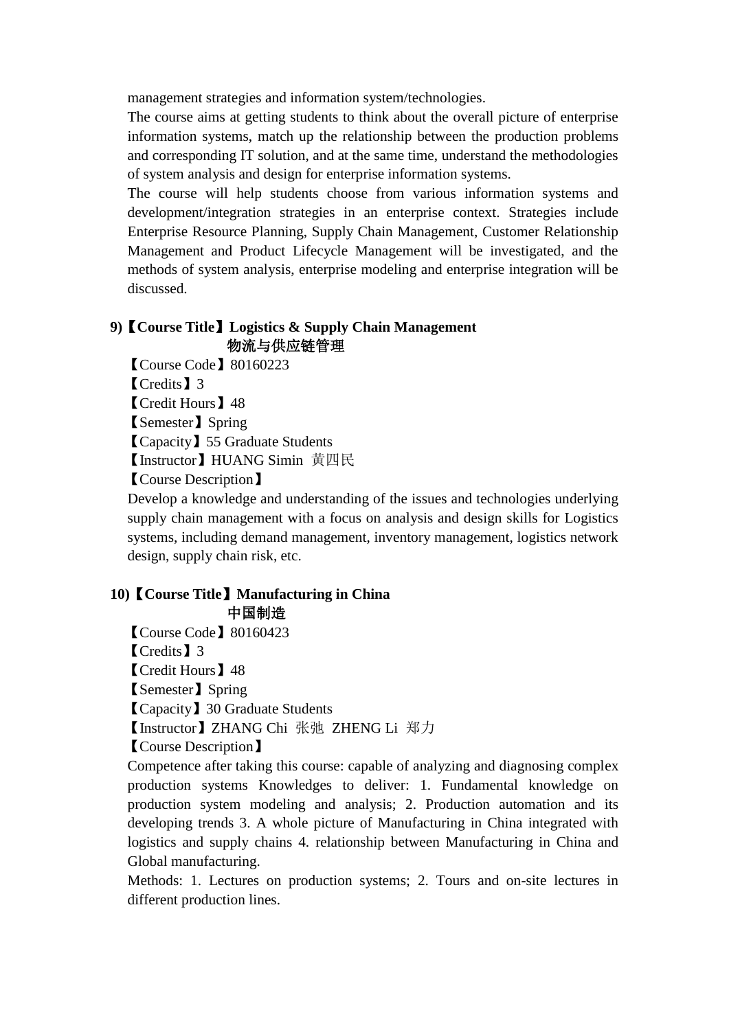management strategies and information system/technologies.

The course aims at getting students to think about the overall picture of enterprise information systems, match up the relationship between the production problems and corresponding IT solution, and at the same time, understand the methodologies of system analysis and design for enterprise information systems.

The course will help students choose from various information systems and development/integration strategies in an enterprise context. Strategies include Enterprise Resource Planning, Supply Chain Management, Customer Relationship Management and Product Lifecycle Management will be investigated, and the methods of system analysis, enterprise modeling and enterprise integration will be discussed.

**9)【Course Title】Logistics & Supply Chain Management**
**物流与供应链管理**

【Course Code】80160223

【Credits】3

【Credit Hours】48

【Semester】Spring

【Capacity】55 Graduate Students

【Instructor】HUANG Simin 黄四民

【Course Description】

Develop a knowledge and understanding of the issues and technologies underlying supply chain management with a focus on analysis and design skills for Logistics systems, including demand management, inventory management, logistics network design, supply chain risk, etc.

**10)【Course Title】Manufacturing in China**
**中国制造**

【Course Code】80160423

【Credits】3

【Credit Hours】48

【Semester】Spring

【Capacity】30 Graduate Students

【Instructor】ZHANG Chi 张弛 ZHENG Li 郑力

【Course Description】

Competence after taking this course: capable of analyzing and diagnosing complex production systems Knowledges to deliver: 1. Fundamental knowledge on production system modeling and analysis; 2. Production automation and its developing trends 3. A whole picture of Manufacturing in China integrated with logistics and supply chains 4. relationship between Manufacturing in China and Global manufacturing.

Methods: 1. Lectures on production systems; 2. Tours and on-site lectures in different production lines.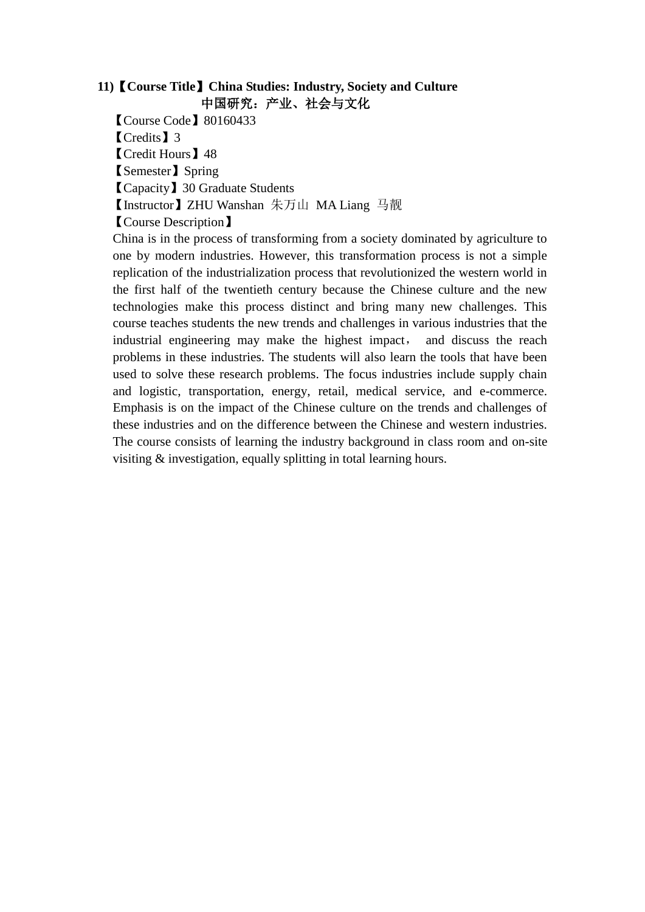**11)【Course Title】China Studies: Industry, Society and Culture**
**中国研究：产业、社会与文化**

【Course Code】80160433

【Credits】3

【Credit Hours】48

【Semester】Spring

【Capacity】30 Graduate Students

【Instructor】ZHU Wanshan 朱万山 MA Liang 马靓

【Course Description】

China is in the process of transforming from a society dominated by agriculture to one by modern industries. However, this transformation process is not a simple replication of the industrialization process that revolutionized the western world in the first half of the twentieth century because the Chinese culture and the new technologies make this process distinct and bring many new challenges. This course teaches students the new trends and challenges in various industries that the industrial engineering may make the highest impact， and discuss the reach problems in these industries. The students will also learn the tools that have been used to solve these research problems. The focus industries include supply chain and logistic, transportation, energy, retail, medical service, and e-commerce. Emphasis is on the impact of the Chinese culture on the trends and challenges of these industries and on the difference between the Chinese and western industries. The course consists of learning the industry background in class room and on-site visiting & investigation, equally splitting in total learning hours.